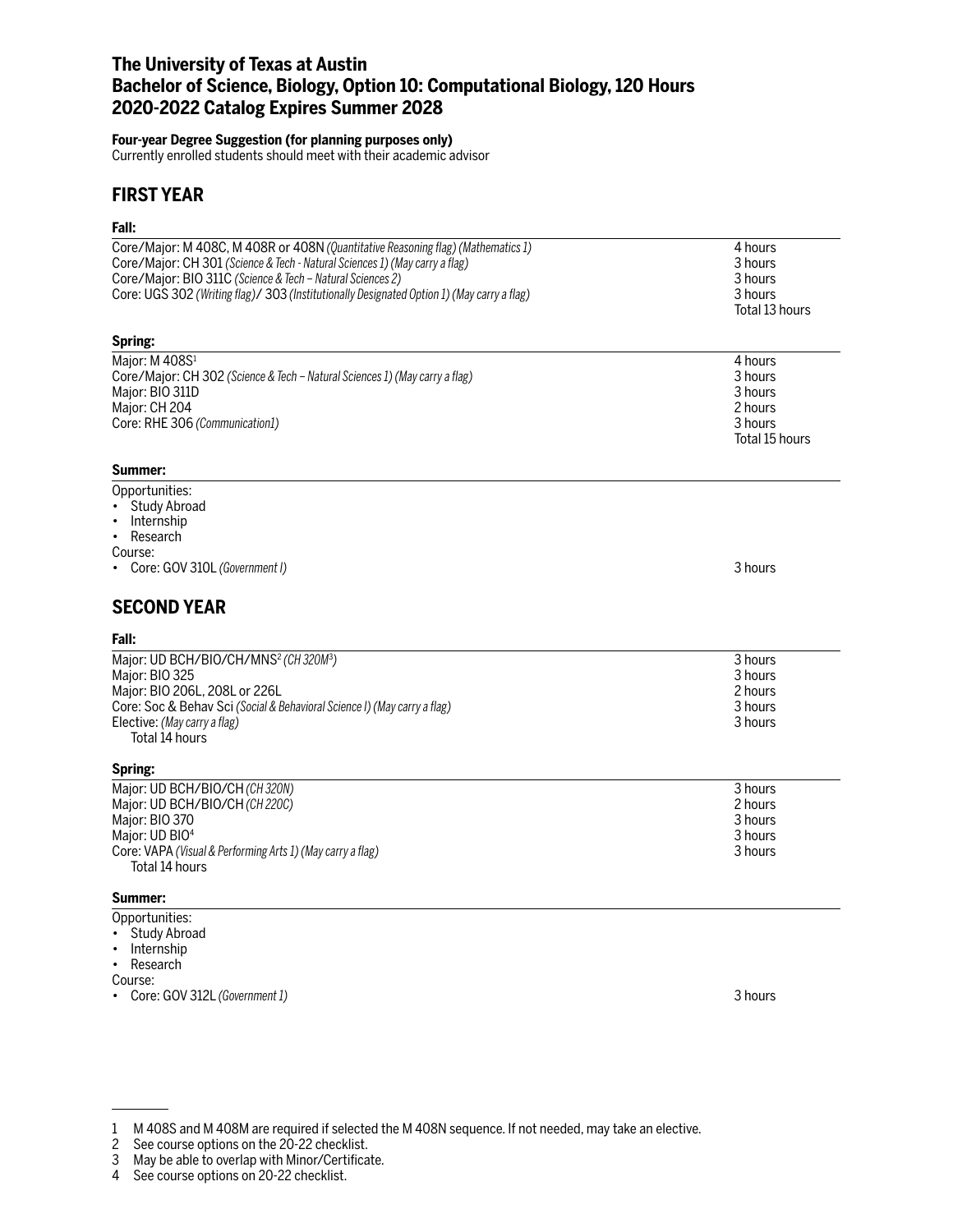# The University of Texas at Austin
# Bachelor of Science, Biology, Option 10: Computational Biology, 120 Hours
# 2020-2022 Catalog Expires Summer 2028

**Four-year Degree Suggestion (for planning purposes only)**
Currently enrolled students should meet with their academic advisor

## FIRST YEAR

### Fall:

| Course | Hours |
|---|---|
| Core/Major: M 408C, M 408R or 408N *(Quantitative Reasoning flag) (Mathematics 1)* | 4 hours |
| Core/Major: CH 301 *(Science & Tech - Natural Sciences 1) (May carry a flag)* | 3 hours |
| Core/Major: BIO 311C *(Science & Tech – Natural Sciences 2)* | 3 hours |
| Core: UGS 302 *(Writing flag)*/ 303 *(Institutionally Designated Option 1) (May carry a flag)* | 3 hours |
| | Total 13 hours |

### Spring:

| Course | Hours |
|---|---|
| Major: M 408S[1] | 4 hours |
| Core/Major: CH 302 *(Science & Tech – Natural Sciences 1) (May carry a flag)* | 3 hours |
| Major: BIO 311D | 3 hours |
| Major: CH 204 | 2 hours |
| Core: RHE 306 *(Communication1)* | 3 hours |
| | Total 15 hours |

### Summer:

Opportunities:
- Study Abroad
- Internship
- Research

Course:
- Core: GOV 310L *(Government I)* — 3 hours

## SECOND YEAR

### Fall:

| Course | Hours |
|---|---|
| Major: UD BCH/BIO/CH/MNS[2] *(CH 320M[3])* | 3 hours |
| Major: BIO 325 | 3 hours |
| Major: BIO 206L, 208L or 226L | 2 hours |
| Core: Soc & Behav Sci *(Social & Behavioral Science I) (May carry a flag)* | 3 hours |
| Elective: *(May carry a flag)* | 3 hours |
| Total 14 hours | |

### Spring:

| Course | Hours |
|---|---|
| Major: UD BCH/BIO/CH *(CH 320N)* | 3 hours |
| Major: UD BCH/BIO/CH *(CH 220C)* | 2 hours |
| Major: BIO 370 | 3 hours |
| Major: UD BIO[4] | 3 hours |
| Core: VAPA *(Visual & Performing Arts 1) (May carry a flag)* | 3 hours |
| Total 14 hours | |

### Summer:

Opportunities:
- Study Abroad
- Internship
- Research

Course:
- Core: GOV 312L *(Government 1)* — 3 hours

---

1 M 408S and M 408M are required if selected the M 408N sequence. If not needed, may take an elective.
2 See course options on the 20-22 checklist.
3 May be able to overlap with Minor/Certificate.
4 See course options on 20-22 checklist.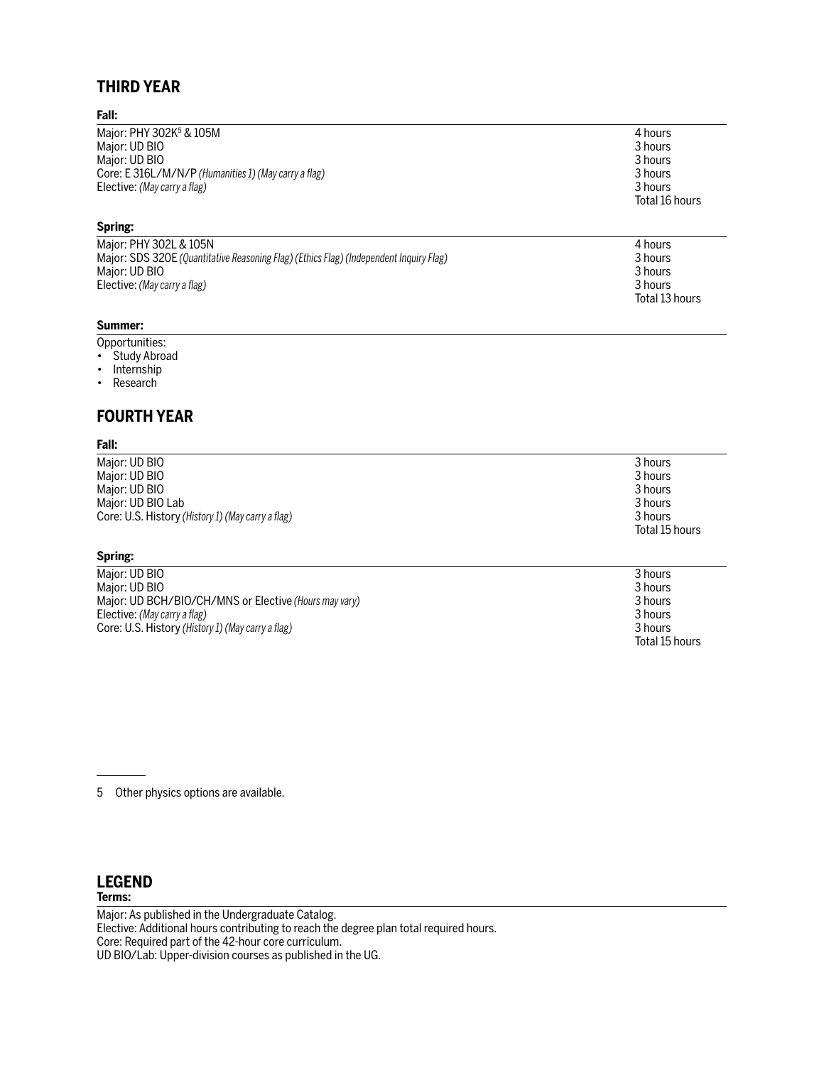## THIRD YEAR

**Fall:**

| | |
|---|---|
| Major: PHY 302K[5] & 105M | 4 hours |
| Major: UD BIO | 3 hours |
| Major: UD BIO | 3 hours |
| Core: E 316L/M/N/P *(Humanities 1) (May carry a flag)* | 3 hours |
| Elective: *(May carry a flag)* | 3 hours |
| | Total 16 hours |

**Spring:**

| | |
|---|---|
| Major: PHY 302L & 105N | 4 hours |
| Major: SDS 320E *(Quantitative Reasoning Flag) (Ethics Flag) (Independent Inquiry Flag)* | 3 hours |
| Major: UD BIO | 3 hours |
| Elective: *(May carry a flag)* | 3 hours |
| | Total 13 hours |

**Summer:**

Opportunities:

- Study Abroad
- Internship
- Research

## FOURTH YEAR

**Fall:**

| | |
|---|---|
| Major: UD BIO | 3 hours |
| Major: UD BIO | 3 hours |
| Major: UD BIO | 3 hours |
| Major: UD BIO Lab | 3 hours |
| Core: U.S. History *(History 1) (May carry a flag)* | 3 hours |
| | Total 15 hours |

**Spring:**

| | |
|---|---|
| Major: UD BIO | 3 hours |
| Major: UD BIO | 3 hours |
| Major: UD BCH/BIO/CH/MNS or Elective *(Hours may vary)* | 3 hours |
| Elective: *(May carry a flag)* | 3 hours |
| Core: U.S. History *(History 1) (May carry a flag)* | 3 hours |
| | Total 15 hours |

---

5 Other physics options are available.

## LEGEND

**Terms:**

Major: As published in the Undergraduate Catalog.
Elective: Additional hours contributing to reach the degree plan total required hours.
Core: Required part of the 42-hour core curriculum.
UD BIO/Lab: Upper-division courses as published in the UG.